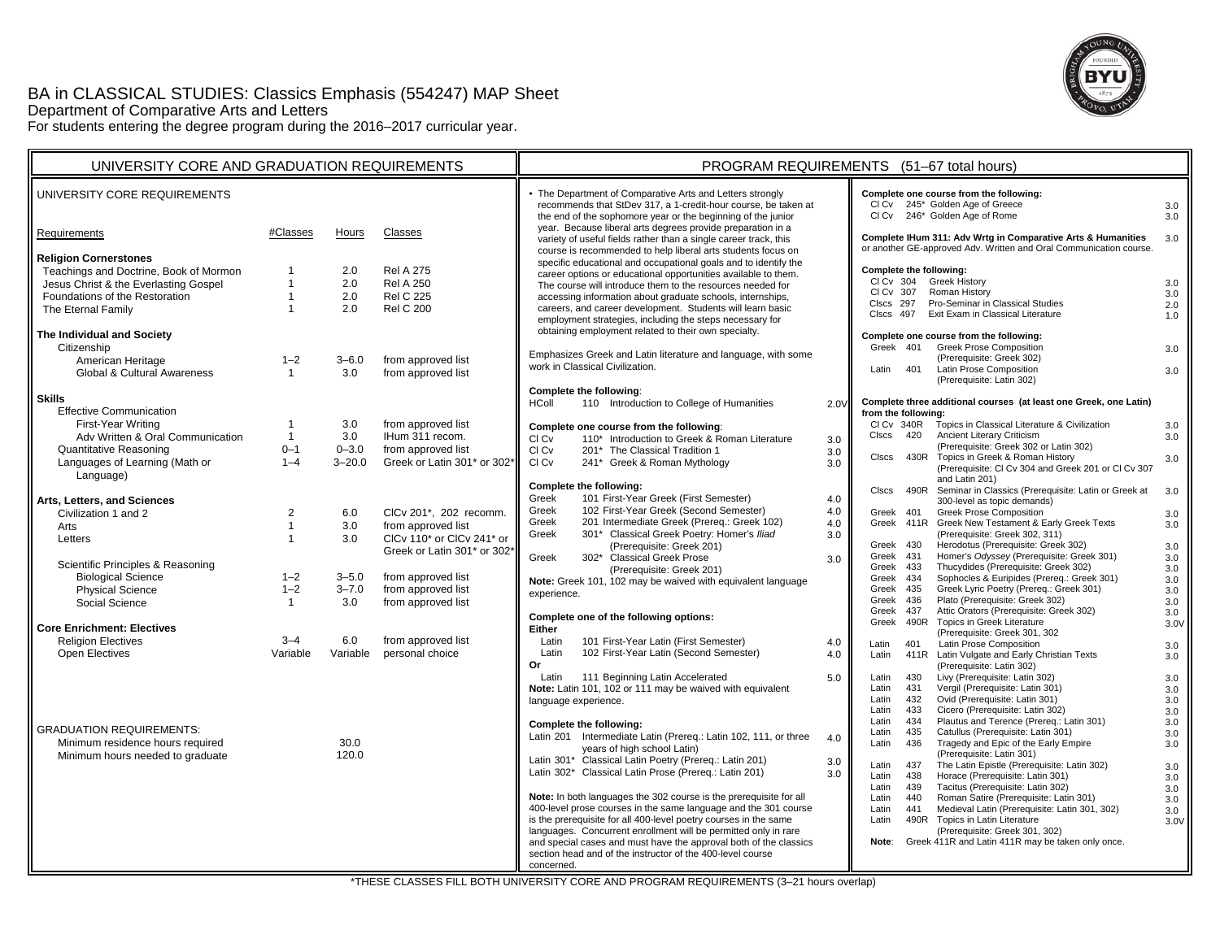# BA in CLASSICAL STUDIES: Classics Emphasis (554247) MAP Sheet

Department of Comparative Arts and Letters

For students entering the degree program during the 2016–2017 curricular year.

## UNIVERSITY CORE AND GRADUATION REQUIREMENTS

### UNIVERSITY CORE REQUIREMENTS

| Requirements | #Classes | Hours | Classes |
|---|---|---|---|
| **Religion Cornerstones** | | | |
| Teachings and Doctrine, Book of Mormon | 1 | 2.0 | Rel A 275 |
| Jesus Christ & the Everlasting Gospel | 1 | 2.0 | Rel A 250 |
| Foundations of the Restoration | 1 | 2.0 | Rel C 225 |
| The Eternal Family | 1 | 2.0 | Rel C 200 |
| **The Individual and Society** | | | |
| Citizenship | | | |
| American Heritage | 1–2 | 3–6.0 | from approved list |
| Global & Cultural Awareness | 1 | 3.0 | from approved list |
| **Skills** | | | |
| Effective Communication | | | |
| First-Year Writing | 1 | 3.0 | from approved list |
| Adv Written & Oral Communication | 1 | 3.0 | IHum 311 recom. |
| Quantitative Reasoning | 0–1 | 0–3.0 | from approved list |
| Languages of Learning (Math or Language) | 1–4 | 3–20.0 | Greek or Latin 301* or 302* |
| **Arts, Letters, and Sciences** | | | |
| Civilization 1 and 2 | 2 | 6.0 | ClCv 201*, 202 recomm. |
| Arts | 1 | 3.0 | from approved list |
| Letters | 1 | 3.0 | ClCv 110* or ClCv 241* or Greek or Latin 301* or 302* |
| Scientific Principles & Reasoning | | | |
| Biological Science | 1–2 | 3–5.0 | from approved list |
| Physical Science | 1–2 | 3–7.0 | from approved list |
| Social Science | 1 | 3.0 | from approved list |
| **Core Enrichment: Electives** | | | |
| Religion Electives | 3–4 | 6.0 | from approved list |
| Open Electives | Variable | Variable | personal choice |

### GRADUATION REQUIREMENTS:

| | Hours |
|---|---|
| Minimum residence hours required | 30.0 |
| Minimum hours needed to graduate | 120.0 |

## PROGRAM REQUIREMENTS (51–67 total hours)

- The Department of Comparative Arts and Letters strongly recommends that StDev 317, a 1-credit-hour course, be taken at the end of the sophomore year or the beginning of the junior year. Because liberal arts degrees provide preparation in a variety of useful fields rather than a single career track, this course is recommended to help liberal arts students focus on specific educational and occupational goals and to identify the career options or educational opportunities available to them. The course will introduce them to the resources needed for accessing information about graduate schools, internships, careers, and career development. Students will learn basic employment strategies, including the steps necessary for obtaining employment related to their own specialty.

Emphasizes Greek and Latin literature and language, with some work in Classical Civilization.

**Complete the following**:

| | | | |
|---|---|---|---|
| HColl | 110 | Introduction to College of Humanities | 2.0V |

**Complete one course from the following**:

| | | | |
|---|---|---|---|
| Cl Cv | 110* | Introduction to Greek & Roman Literature | 3.0 |
| Cl Cv | 201* | The Classical Tradition 1 | 3.0 |
| Cl Cv | 241* | Greek & Roman Mythology | 3.0 |

**Complete the following:**

| | | | |
|---|---|---|---|
| Greek | 101 | First-Year Greek (First Semester) | 4.0 |
| Greek | 102 | First-Year Greek (Second Semester) | 4.0 |
| Greek | 201 | Intermediate Greek (Prereq.: Greek 102) | 4.0 |
| Greek | 301* | Classical Greek Poetry: Homer's *Iliad* (Prerequisite: Greek 201) | 3.0 |
| Greek | 302* | Classical Greek Prose (Prerequisite: Greek 201) | 3.0 |

**Note:** Greek 101, 102 may be waived with equivalent language experience.

**Complete one of the following options:**

**Either**

| | | | |
|---|---|---|---|
| Latin | 101 | First-Year Latin (First Semester) | 4.0 |
| Latin | 102 | First-Year Latin (Second Semester) | 4.0 |

**Or**

| | | | |
|---|---|---|---|
| Latin | 111 | Beginning Latin Accelerated | 5.0 |

**Note:** Latin 101, 102 or 111 may be waived with equivalent language experience.

**Complete the following:**

| | | | |
|---|---|---|---|
| Latin | 201 | Intermediate Latin (Prereq.: Latin 102, 111, or three years of high school Latin) | 4.0 |
| Latin | 301* | Classical Latin Poetry (Prereq.: Latin 201) | 3.0 |
| Latin | 302* | Classical Latin Prose (Prereq.: Latin 201) | 3.0 |

**Note:** In both languages the 302 course is the prerequisite for all 400-level prose courses in the same language and the 301 course is the prerequisite for all 400-level poetry courses in the same languages. Concurrent enrollment will be permitted only in rare and special cases and must have the approval both of the classics section head and of the instructor of the 400-level course concerned.

**Complete one course from the following:**

| | | | |
|---|---|---|---|
| Cl Cv | 245* | Golden Age of Greece | 3.0 |
| Cl Cv | 246* | Golden Age of Rome | 3.0 |

**Complete IHum 311: Adv Wrtg in Comparative Arts & Humanities** or another GE-approved Adv. Written and Oral Communication course. 3.0

**Complete the following:**

| | | | |
|---|---|---|---|
| Cl Cv | 304 | Greek History | 3.0 |
| Cl Cv | 307 | Roman History | 3.0 |
| Clscs | 297 | Pro-Seminar in Classical Studies | 2.0 |
| Clscs | 497 | Exit Exam in Classical Literature | 1.0 |

**Complete one course from the following:**

| | | | |
|---|---|---|---|
| Greek | 401 | Greek Prose Composition (Prerequisite: Greek 302) | 3.0 |
| Latin | 401 | Latin Prose Composition (Prerequisite: Latin 302) | 3.0 |

**Complete three additional courses (at least one Greek, one Latin) from the following:**

| | | | |
|---|---|---|---|
| Cl Cv | 340R | Topics in Classical Literature & Civilization | 3.0 |
| Clscs | 420 | Ancient Literary Criticism (Prerequisite: Greek 302 or Latin 302) | 3.0 |
| Clscs | 430R | Topics in Greek & Roman History (Prerequisite: Cl Cv 304 and Greek 201 or Cl Cv 307 and Latin 201) | 3.0 |
| Clscs | 490R | Seminar in Classics (Prerequisite: Latin or Greek at 300-level as topic demands) | 3.0 |
| Greek | 401 | Greek Prose Composition | 3.0 |
| Greek | 411R | Greek New Testament & Early Greek Texts (Prerequisite: Greek 302, 311) | 3.0 |
| Greek | 430 | Herodotus (Prerequisite: Greek 302) | 3.0 |
| Greek | 431 | Homer's *Odyssey* (Prerequisite: Greek 301) | 3.0 |
| Greek | 433 | Thucydides (Prerequisite: Greek 302) | 3.0 |
| Greek | 434 | Sophocles & Euripides (Prereq.: Greek 301) | 3.0 |
| Greek | 435 | Greek Lyric Poetry (Prereq.: Greek 301) | 3.0 |
| Greek | 436 | Plato (Prerequisite: Greek 302) | 3.0 |
| Greek | 437 | Attic Orators (Prerequisite: Greek 302) | 3.0 |
| Greek | 490R | Topics in Greek Literature (Prerequisite: Greek 301, 302 | 3.0V |
| Latin | 401 | Latin Prose Composition | 3.0 |
| Latin | 411R | Latin Vulgate and Early Christian Texts (Prerequisite: Latin 302) | 3.0 |
| Latin | 430 | Livy (Prerequisite: Latin 302) | 3.0 |
| Latin | 431 | Vergil (Prerequisite: Latin 301) | 3.0 |
| Latin | 432 | Ovid (Prerequisite: Latin 301) | 3.0 |
| Latin | 433 | Cicero (Prerequisite: Latin 302) | 3.0 |
| Latin | 434 | Plautus and Terence (Prereq.: Latin 301) | 3.0 |
| Latin | 435 | Catullus (Prerequisite: Latin 301) | 3.0 |
| Latin | 436 | Tragedy and Epic of the Early Empire (Prerequisite: Latin 301) | 3.0 |
| Latin | 437 | The Latin Epistle (Prerequisite: Latin 302) | 3.0 |
| Latin | 438 | Horace (Prerequisite: Latin 301) | 3.0 |
| Latin | 439 | Tacitus (Prerequisite: Latin 302) | 3.0 |
| Latin | 440 | Roman Satire (Prerequisite: Latin 301) | 3.0 |
| Latin | 441 | Medieval Latin (Prerequisite: Latin 301, 302) | 3.0 |
| Latin | 490R | Topics in Latin Literature (Prerequisite: Greek 301, 302) | 3.0V |

**Note**: Greek 411R and Latin 411R may be taken only once.

*THESE CLASSES FILL BOTH UNIVERSITY CORE AND PROGRAM REQUIREMENTS (3–21 hours overlap)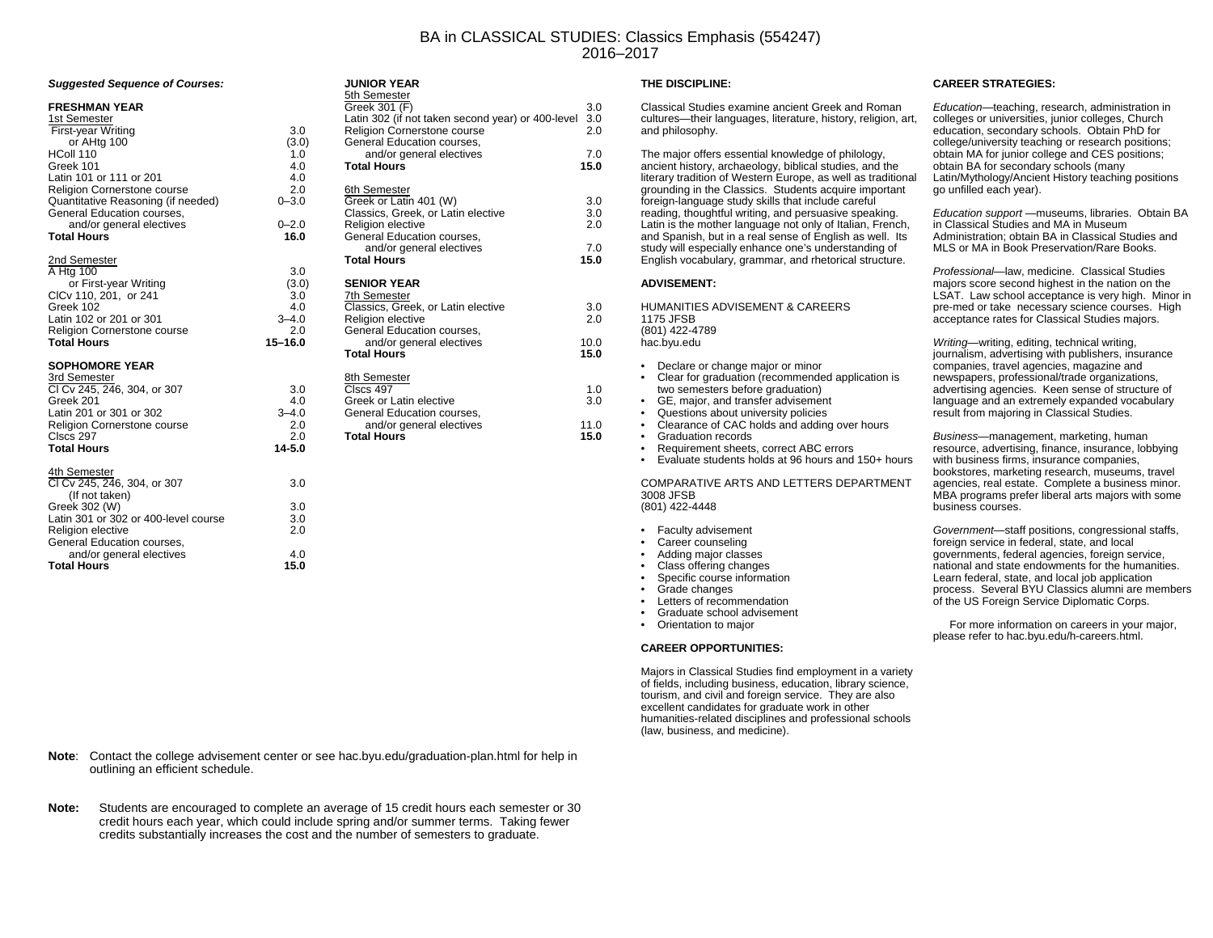# BA in CLASSICAL STUDIES: Classics Emphasis (554247)
## 2016–2017

***Suggested Sequence of Courses:***

### FRESHMAN YEAR

| 1st Semester | |
|---|---|
| First-year Writing | 3.0 |
| or AHtg 100 | (3.0) |
| HColl 110 | 1.0 |
| Greek 101 | 4.0 |
| Latin 101 or 111 or 201 | 4.0 |
| Religion Cornerstone course | 2.0 |
| Quantitative Reasoning (if needed) | 0–3.0 |
| General Education courses, and/or general electives | 0–2.0 |
| **Total Hours** | **16.0** |

| 2nd Semester | |
|---|---|
| A Htg 100 | 3.0 |
| or First-year Writing | (3.0) |
| ClCv 110, 201, or 241 | 3.0 |
| Greek 102 | 4.0 |
| Latin 102 or 201 or 301 | 3–4.0 |
| Religion Cornerstone course | 2.0 |
| **Total Hours** | **15–16.0** |

### SOPHOMORE YEAR

| 3rd Semester | |
|---|---|
| Cl Cv 245, 246, 304, or 307 | 3.0 |
| Greek 201 | 4.0 |
| Latin 201 or 301 or 302 | 3–4.0 |
| Religion Cornerstone course | 2.0 |
| Clscs 297 | 2.0 |
| **Total Hours** | **14-5.0** |

| 4th Semester | |
|---|---|
| Cl Cv 245, 246, 304, or 307 (If not taken) | 3.0 |
| Greek 302 (W) | 3.0 |
| Latin 301 or 302 or 400-level course | 3.0 |
| Religion elective | 2.0 |
| General Education courses, and/or general electives | 4.0 |
| **Total Hours** | **15.0** |

### JUNIOR YEAR

| 5th Semester | |
|---|---|
| Greek 301 (F) | 3.0 |
| Latin 302 (if not taken second year) or 400-level | 3.0 |
| Religion Cornerstone course | 2.0 |
| General Education courses, and/or general electives | 7.0 |
| **Total Hours** | **15.0** |

| 6th Semester | |
|---|---|
| Greek or Latin 401 (W) | 3.0 |
| Classics, Greek, or Latin elective | 3.0 |
| Religion elective | 2.0 |
| General Education courses, and/or general electives | 7.0 |
| **Total Hours** | **15.0** |

### SENIOR YEAR

| 7th Semester | |
|---|---|
| Classics, Greek, or Latin elective | 3.0 |
| Religion elective | 2.0 |
| General Education courses, and/or general electives | 10.0 |
| **Total Hours** | **15.0** |

| 8th Semester | |
|---|---|
| Clscs 497 | 1.0 |
| Greek or Latin elective | 3.0 |
| General Education courses, and/or general electives | 11.0 |
| **Total Hours** | **15.0** |

**Note**: Contact the college advisement center or see hac.byu.edu/graduation-plan.html for help in outlining an efficient schedule.

**Note:** Students are encouraged to complete an average of 15 credit hours each semester or 30 credit hours each year, which could include spring and/or summer terms. Taking fewer credits substantially increases the cost and the number of semesters to graduate.

### THE DISCIPLINE:

Classical Studies examine ancient Greek and Roman cultures—their languages, literature, history, religion, art, and philosophy.

The major offers essential knowledge of philology, ancient history, archaeology, biblical studies, and the literary tradition of Western Europe, as well as traditional grounding in the Classics. Students acquire important foreign-language study skills that include careful reading, thoughtful writing, and persuasive speaking. Latin is the mother language not only of Italian, French, and Spanish, but in a real sense of English as well. Its study will especially enhance one's understanding of English vocabulary, grammar, and rhetorical structure.

### ADVISEMENT:

HUMANITIES ADVISEMENT & CAREERS
1175 JFSB
(801) 422-4789
hac.byu.edu

- Declare or change major or minor
- Clear for graduation (recommended application is two semesters before graduation)
- GE, major, and transfer advisement
- Questions about university policies
- Clearance of CAC holds and adding over hours
- Graduation records
- Requirement sheets, correct ABC errors
- Evaluate students holds at 96 hours and 150+ hours

COMPARATIVE ARTS AND LETTERS DEPARTMENT
3008 JFSB
(801) 422-4448

- Faculty advisement
- Career counseling
- Adding major classes
- Class offering changes
- Specific course information
- Grade changes
- Letters of recommendation
- Graduate school advisement
- Orientation to major

### CAREER OPPORTUNITIES:

Majors in Classical Studies find employment in a variety of fields, including business, education, library science, tourism, and civil and foreign service. They are also excellent candidates for graduate work in other humanities-related disciplines and professional schools (law, business, and medicine).

### CAREER STRATEGIES:

*Education*—teaching, research, administration in colleges or universities, junior colleges, Church education, secondary schools. Obtain PhD for college/university teaching or research positions; obtain MA for junior college and CES positions; obtain BA for secondary schools (many Latin/Mythology/Ancient History teaching positions go unfilled each year).

*Education support* —museums, libraries. Obtain BA in Classical Studies and MA in Museum Administration; obtain BA in Classical Studies and MLS or MA in Book Preservation/Rare Books.

*Professional*—law, medicine. Classical Studies majors score second highest in the nation on the LSAT. Law school acceptance is very high. Minor in pre-med or take necessary science courses. High acceptance rates for Classical Studies majors.

*Writing*—writing, editing, technical writing, journalism, advertising with publishers, insurance companies, travel agencies, magazine and newspapers, professional/trade organizations, advertising agencies. Keen sense of structure of language and an extremely expanded vocabulary result from majoring in Classical Studies.

*Business*—management, marketing, human resource, advertising, finance, insurance, lobbying with business firms, insurance companies, bookstores, marketing research, museums, travel agencies, real estate. Complete a business minor. MBA programs prefer liberal arts majors with some business courses.

*Government*—staff positions, congressional staffs, foreign service in federal, state, and local governments, federal agencies, foreign service, national and state endowments for the humanities. Learn federal, state, and local job application process. Several BYU Classics alumni are members of the US Foreign Service Diplomatic Corps.

For more information on careers in your major, please refer to hac.byu.edu/h-careers.html.